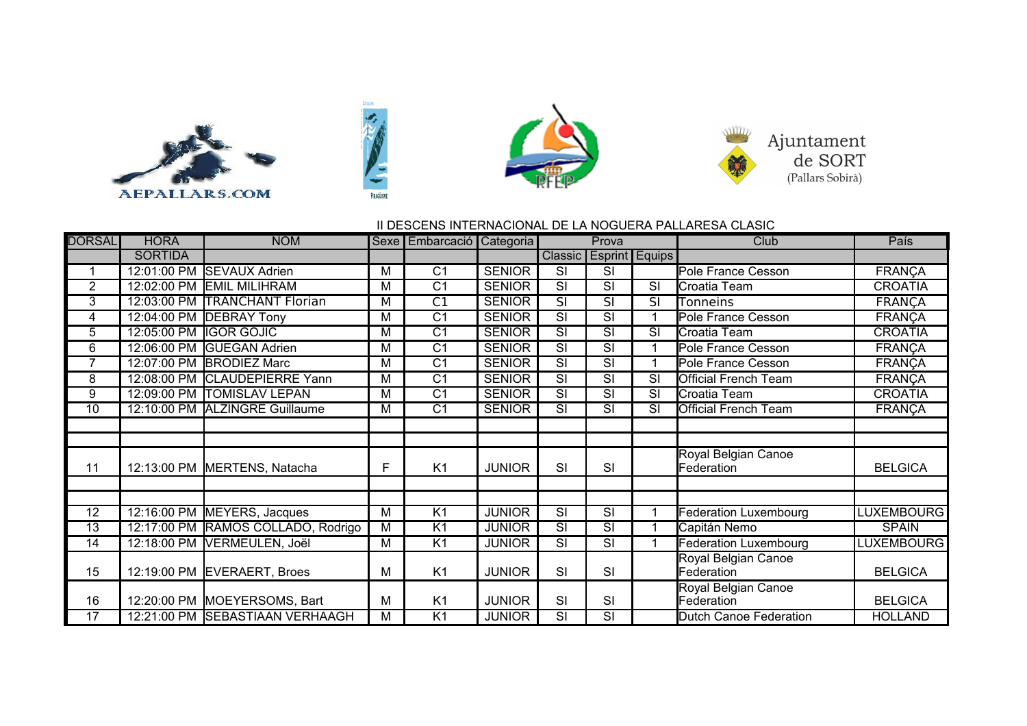Ajuntament de SORT (Pallars Sobirà)

II DESCENS INTERNACIONAL DE LA NOGUERA PALLARESA CLASIC

| DORSAL | HORA SORTIDA | NOM | Sexe | Embarcació | Categoria | Prova | | | Club | País |
|---|---|---|---|---|---|---|---|---|---|---|
| | | | | | | Classic | Esprint | Equips | | |
| 1 | 12:01:00 PM | SEVAUX Adrien | M | C1 | SENIOR | SI | SI | | Pole France Cesson | FRANÇA |
| 2 | 12:02:00 PM | EMIL MILIHRAM | M | C1 | SENIOR | SI | SI | SI | Croatia Team | CROATIA |
| 3 | 12:03:00 PM | TRANCHANT Florian | M | C1 | SENIOR | SI | SI | SI | Tonneins | FRANÇA |
| 4 | 12:04:00 PM | DEBRAY Tony | M | C1 | SENIOR | SI | SI | 1 | Pole France Cesson | FRANÇA |
| 5 | 12:05:00 PM | IGOR GOJIC | M | C1 | SENIOR | SI | SI | SI | Croatia Team | CROATIA |
| 6 | 12:06:00 PM | GUEGAN Adrien | M | C1 | SENIOR | SI | SI | 1 | Pole France Cesson | FRANÇA |
| 7 | 12:07:00 PM | BRODIEZ Marc | M | C1 | SENIOR | SI | SI | 1 | Pole France Cesson | FRANÇA |
| 8 | 12:08:00 PM | CLAUDEPIERRE Yann | M | C1 | SENIOR | SI | SI | SI | Official French Team | FRANÇA |
| 9 | 12:09:00 PM | TOMISLAV LEPAN | M | C1 | SENIOR | SI | SI | SI | Croatia Team | CROATIA |
| 10 | 12:10:00 PM | ALZINGRE Guillaume | M | C1 | SENIOR | SI | SI | SI | Official French Team | FRANÇA |
| | | | | | | | | | | |
| | | | | | | | | | | |
| 11 | 12:13:00 PM | MERTENS, Natacha | F | K1 | JUNIOR | SI | SI | | Royal Belgian Canoe Federation | BELGICA |
| | | | | | | | | | | |
| | | | | | | | | | | |
| 12 | 12:16:00 PM | MEYERS, Jacques | M | K1 | JUNIOR | SI | SI | 1 | Federation Luxembourg | LUXEMBOURG |
| 13 | 12:17:00 PM | RAMOS COLLADO, Rodrigo | M | K1 | JUNIOR | SI | SI | 1 | Capitán Nemo | SPAIN |
| 14 | 12:18:00 PM | VERMEULEN, Joël | M | K1 | JUNIOR | SI | SI | 1 | Federation Luxembourg | LUXEMBOURG |
| 15 | 12:19:00 PM | EVERAERT, Broes | M | K1 | JUNIOR | SI | SI | | Royal Belgian Canoe Federation | BELGICA |
| 16 | 12:20:00 PM | MOEYERSOMS, Bart | M | K1 | JUNIOR | SI | SI | | Royal Belgian Canoe Federation | BELGICA |
| 17 | 12:21:00 PM | SEBASTIAAN VERHAAGH | M | K1 | JUNIOR | SI | SI | | Dutch Canoe Federation | HOLLAND |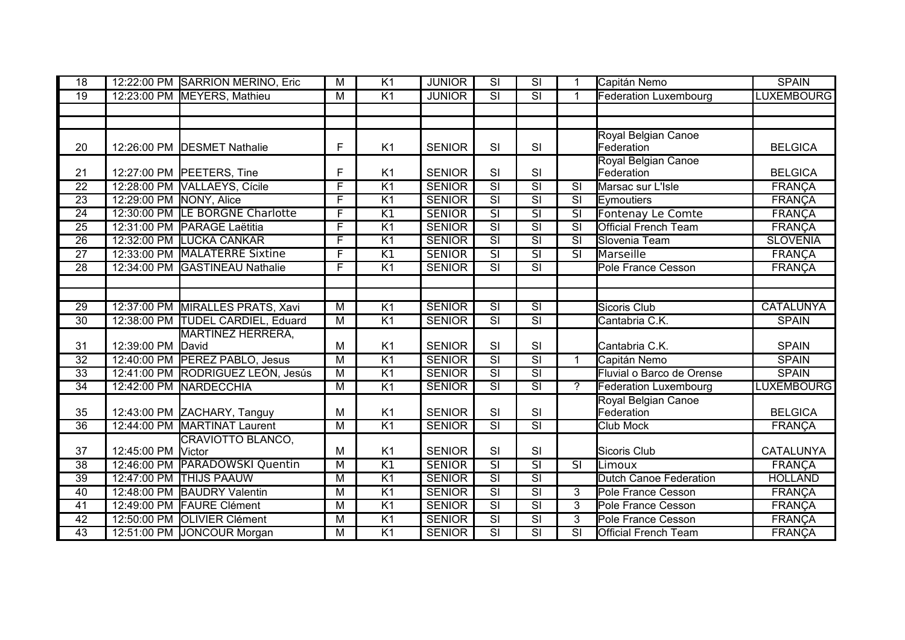| 18 | 12:22:00 PM | SARRION MERINO, Eric | M | K1 | JUNIOR | SI | SI | 1 | Capitán Nemo | SPAIN |
|---|---|---|---|---|---|---|---|---|---|---|
| 19 | 12:23:00 PM | MEYERS, Mathieu | M | K1 | JUNIOR | SI | SI | 1 | Federation Luxembourg | LUXEMBOURG |
| | | | | | | | | | | |
| | | | | | | | | | | |
| 20 | 12:26:00 PM | DESMET Nathalie | F | K1 | SENIOR | SI | SI | | Royal Belgian Canoe Federation | BELGICA |
| 21 | 12:27:00 PM | PEETERS, Tine | F | K1 | SENIOR | SI | SI | | Royal Belgian Canoe Federation | BELGICA |
| 22 | 12:28:00 PM | VALLAEYS, Cícile | F | K1 | SENIOR | SI | SI | SI | Marsac sur L'Isle | FRANÇA |
| 23 | 12:29:00 PM | NONY, Alice | F | K1 | SENIOR | SI | SI | SI | Eymoutiers | FRANÇA |
| 24 | 12:30:00 PM | LE BORGNE Charlotte | F | K1 | SENIOR | SI | SI | SI | Fontenay Le Comte | FRANÇA |
| 25 | 12:31:00 PM | PARAGE Laëtitia | F | K1 | SENIOR | SI | SI | SI | Official French Team | FRANÇA |
| 26 | 12:32:00 PM | LUCKA CANKAR | F | K1 | SENIOR | SI | SI | SI | Slovenia Team | SLOVENIA |
| 27 | 12:33:00 PM | MALATERRE Sixtine | F | K1 | SENIOR | SI | SI | SI | Marseille | FRANÇA |
| 28 | 12:34:00 PM | GASTINEAU Nathalie | F | K1 | SENIOR | SI | SI | | Pole France Cesson | FRANÇA |
| | | | | | | | | | | |
| | | | | | | | | | | |
| 29 | 12:37:00 PM | MIRALLES PRATS, Xavi | M | K1 | SENIOR | SI | SI | | Sicoris Club | CATALUNYA |
| 30 | 12:38:00 PM | TUDEL CARDIEL, Eduard | M | K1 | SENIOR | SI | SI | | Cantabria C.K. | SPAIN |
| 31 | 12:39:00 PM | MARTINEZ HERRERA, David | M | K1 | SENIOR | SI | SI | | Cantabria C.K. | SPAIN |
| 32 | 12:40:00 PM | PEREZ PABLO, Jesus | M | K1 | SENIOR | SI | SI | 1 | Capitán Nemo | SPAIN |
| 33 | 12:41:00 PM | RODRIGUEZ LEÓN, Jesús | M | K1 | SENIOR | SI | SI | | Fluvial o Barco de Orense | SPAIN |
| 34 | 12:42:00 PM | NARDECCHIA | M | K1 | SENIOR | SI | SI | ? | Federation Luxembourg | LUXEMBOURG |
| 35 | 12:43:00 PM | ZACHARY, Tanguy | M | K1 | SENIOR | SI | SI | | Royal Belgian Canoe Federation | BELGICA |
| 36 | 12:44:00 PM | MARTINAT Laurent | M | K1 | SENIOR | SI | SI | | Club Mock | FRANÇA |
| 37 | 12:45:00 PM | CRAVIOTTO BLANCO, Victor | M | K1 | SENIOR | SI | SI | | Sicoris Club | CATALUNYA |
| 38 | 12:46:00 PM | PARADOWSKI Quentin | M | K1 | SENIOR | SI | SI | SI | Limoux | FRANÇA |
| 39 | 12:47:00 PM | THIJS PAAUW | M | K1 | SENIOR | SI | SI | | Dutch Canoe Federation | HOLLAND |
| 40 | 12:48:00 PM | BAUDRY Valentin | M | K1 | SENIOR | SI | SI | 3 | Pole France Cesson | FRANÇA |
| 41 | 12:49:00 PM | FAURE Clément | M | K1 | SENIOR | SI | SI | 3 | Pole France Cesson | FRANÇA |
| 42 | 12:50:00 PM | OLIVIER Clément | M | K1 | SENIOR | SI | SI | 3 | Pole France Cesson | FRANÇA |
| 43 | 12:51:00 PM | JONCOUR Morgan | M | K1 | SENIOR | SI | SI | SI | Official French Team | FRANÇA |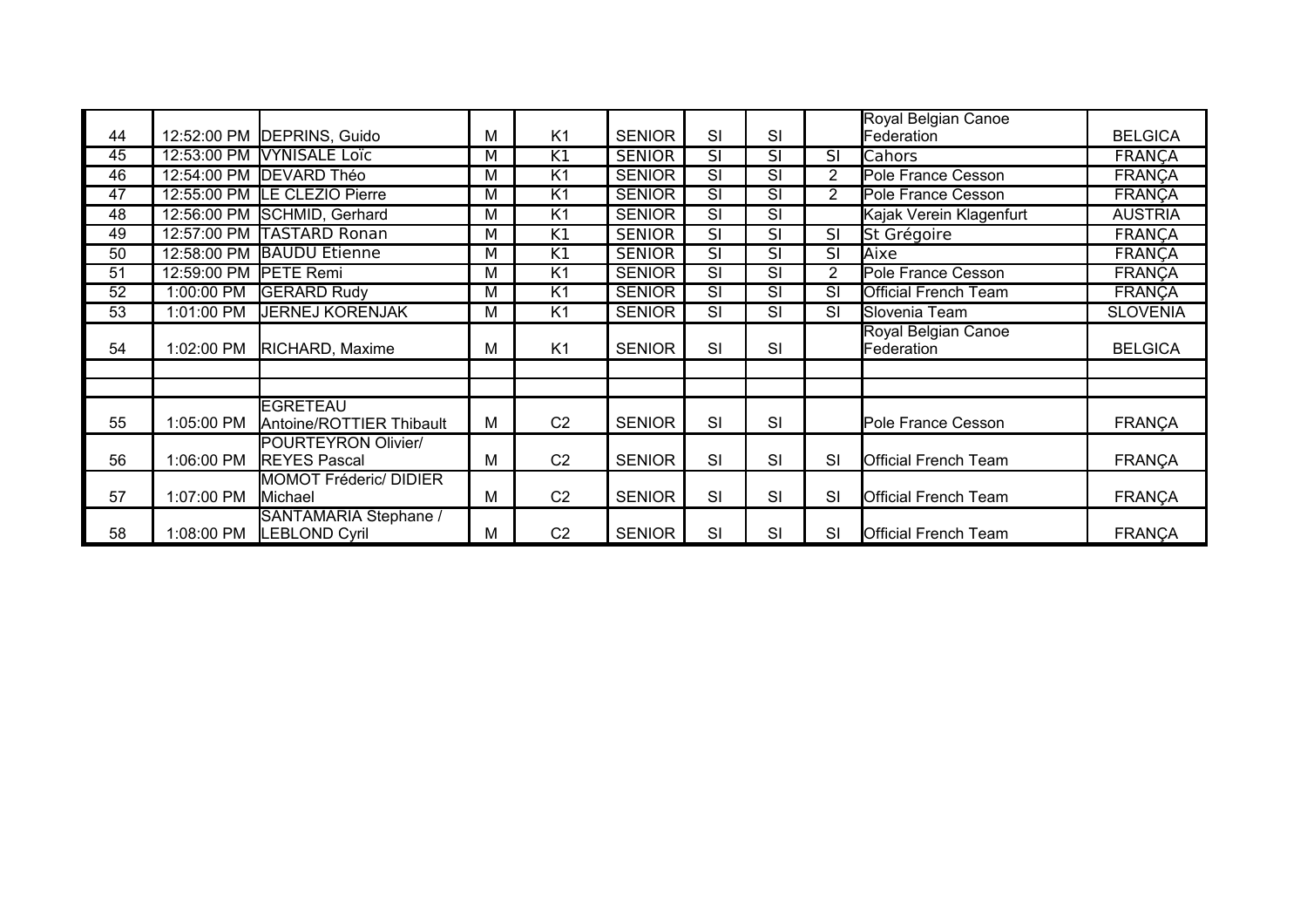| | | | | | | | | | | |
|---|---|---|---|---|---|---|---|---|---|---|
| 44 | 12:52:00 PM | DEPRINS, Guido | M | K1 | SENIOR | SI | SI | | Royal Belgian Canoe Federation | BELGICA |
| 45 | 12:53:00 PM | VYNISALE Loïc | M | K1 | SENIOR | SI | SI | SI | Cahors | FRANÇA |
| 46 | 12:54:00 PM | DEVARD Théo | M | K1 | SENIOR | SI | SI | 2 | Pole France Cesson | FRANÇA |
| 47 | 12:55:00 PM | LE CLEZIO Pierre | M | K1 | SENIOR | SI | SI | 2 | Pole France Cesson | FRANÇA |
| 48 | 12:56:00 PM | SCHMID, Gerhard | M | K1 | SENIOR | SI | SI | | Kajak Verein Klagenfurt | AUSTRIA |
| 49 | 12:57:00 PM | TASTARD Ronan | M | K1 | SENIOR | SI | SI | SI | St Grégoire | FRANÇA |
| 50 | 12:58:00 PM | BAUDU Etienne | M | K1 | SENIOR | SI | SI | SI | Aixe | FRANÇA |
| 51 | 12:59:00 PM | PETE Remi | M | K1 | SENIOR | SI | SI | 2 | Pole France Cesson | FRANÇA |
| 52 | 1:00:00 PM | GERARD Rudy | M | K1 | SENIOR | SI | SI | SI | Official French Team | FRANÇA |
| 53 | 1:01:00 PM | JERNEJ KORENJAK | M | K1 | SENIOR | SI | SI | SI | Slovenia Team | SLOVENIA |
| 54 | 1:02:00 PM | RICHARD, Maxime | M | K1 | SENIOR | SI | SI | | Royal Belgian Canoe Federation | BELGICA |
| | | | | | | | | | | |
| | | | | | | | | | | |
| 55 | 1:05:00 PM | EGRETEAU Antoine/ROTTIER Thibault | M | C2 | SENIOR | SI | SI | | Pole France Cesson | FRANÇA |
| 56 | 1:06:00 PM | POURTEYRON Olivier/ REYES Pascal | M | C2 | SENIOR | SI | SI | SI | Official French Team | FRANÇA |
| 57 | 1:07:00 PM | MOMOT Fréderic/ DIDIER Michael | M | C2 | SENIOR | SI | SI | SI | Official French Team | FRANÇA |
| 58 | 1:08:00 PM | SANTAMARIA Stephane / LEBLOND Cyril | M | C2 | SENIOR | SI | SI | SI | Official French Team | FRANÇA |